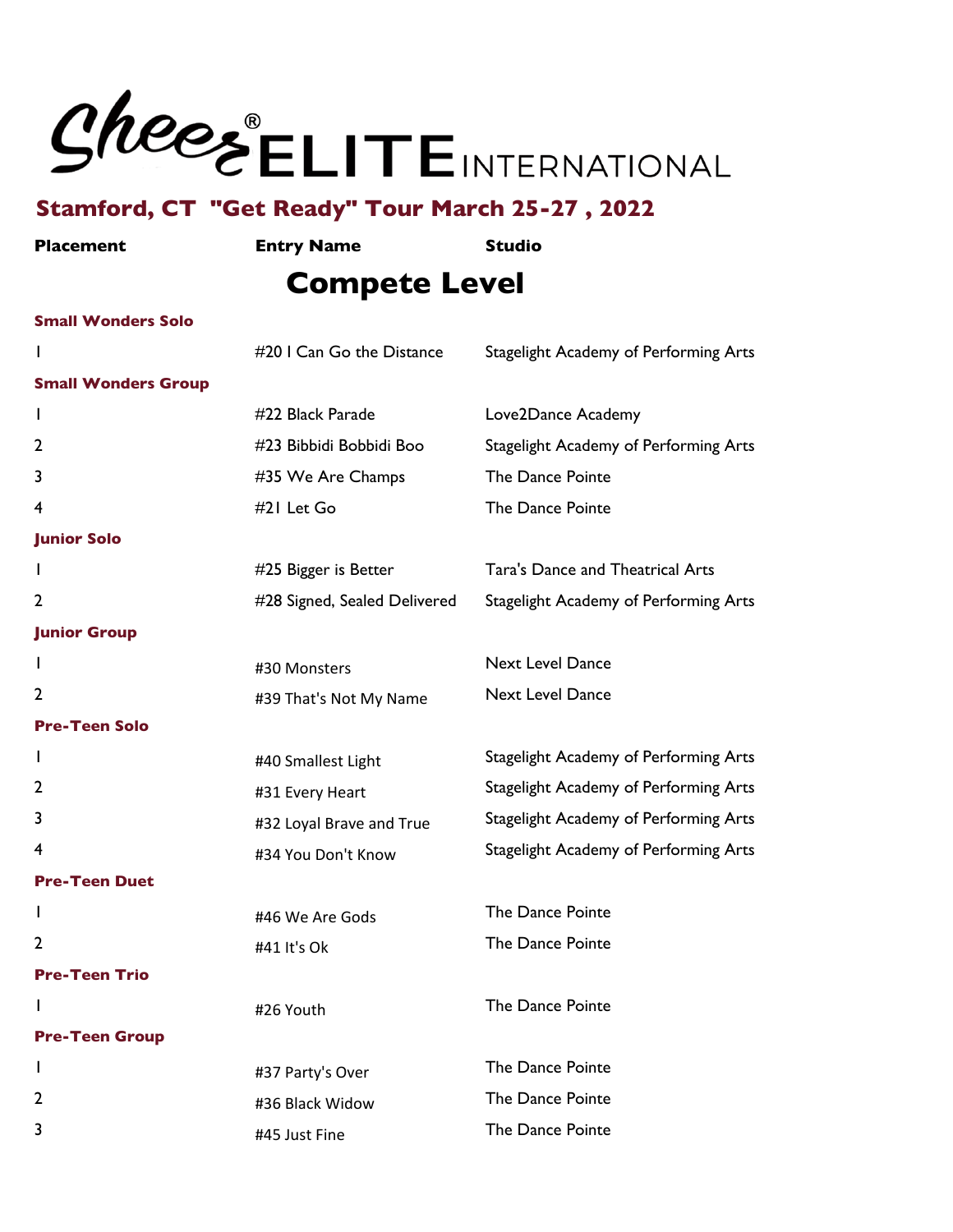# Sheer ELITE INTERNATIONAL

## Stamford, CT "Get Ready" Tour March 25-27 , 2022

## Compete Level

| Placement | Entry Name | Studio |
|---|---|---|
| **Small Wonders Solo** | | |
| 1 | #20 I Can Go the Distance | Stagelight Academy of Performing Arts |
| **Small Wonders Group** | | |
| 1 | #22 Black Parade | Love2Dance Academy |
| 2 | #23 Bibbidi Bobbidi Boo | Stagelight Academy of Performing Arts |
| 3 | #35 We Are Champs | The Dance Pointe |
| 4 | #21 Let Go | The Dance Pointe |
| **Junior Solo** | | |
| 1 | #25 Bigger is Better | Tara's Dance and Theatrical Arts |
| 2 | #28 Signed, Sealed Delivered | Stagelight Academy of Performing Arts |
| **Junior Group** | | |
| 1 | #30 Monsters | Next Level Dance |
| 2 | #39 That's Not My Name | Next Level Dance |
| **Pre-Teen Solo** | | |
| 1 | #40 Smallest Light | Stagelight Academy of Performing Arts |
| 2 | #31 Every Heart | Stagelight Academy of Performing Arts |
| 3 | #32 Loyal Brave and True | Stagelight Academy of Performing Arts |
| 4 | #34 You Don't Know | Stagelight Academy of Performing Arts |
| **Pre-Teen Duet** | | |
| 1 | #46 We Are Gods | The Dance Pointe |
| 2 | #41 It's Ok | The Dance Pointe |
| **Pre-Teen Trio** | | |
| 1 | #26 Youth | The Dance Pointe |
| **Pre-Teen Group** | | |
| 1 | #37 Party's Over | The Dance Pointe |
| 2 | #36 Black Widow | The Dance Pointe |
| 3 | #45 Just Fine | The Dance Pointe |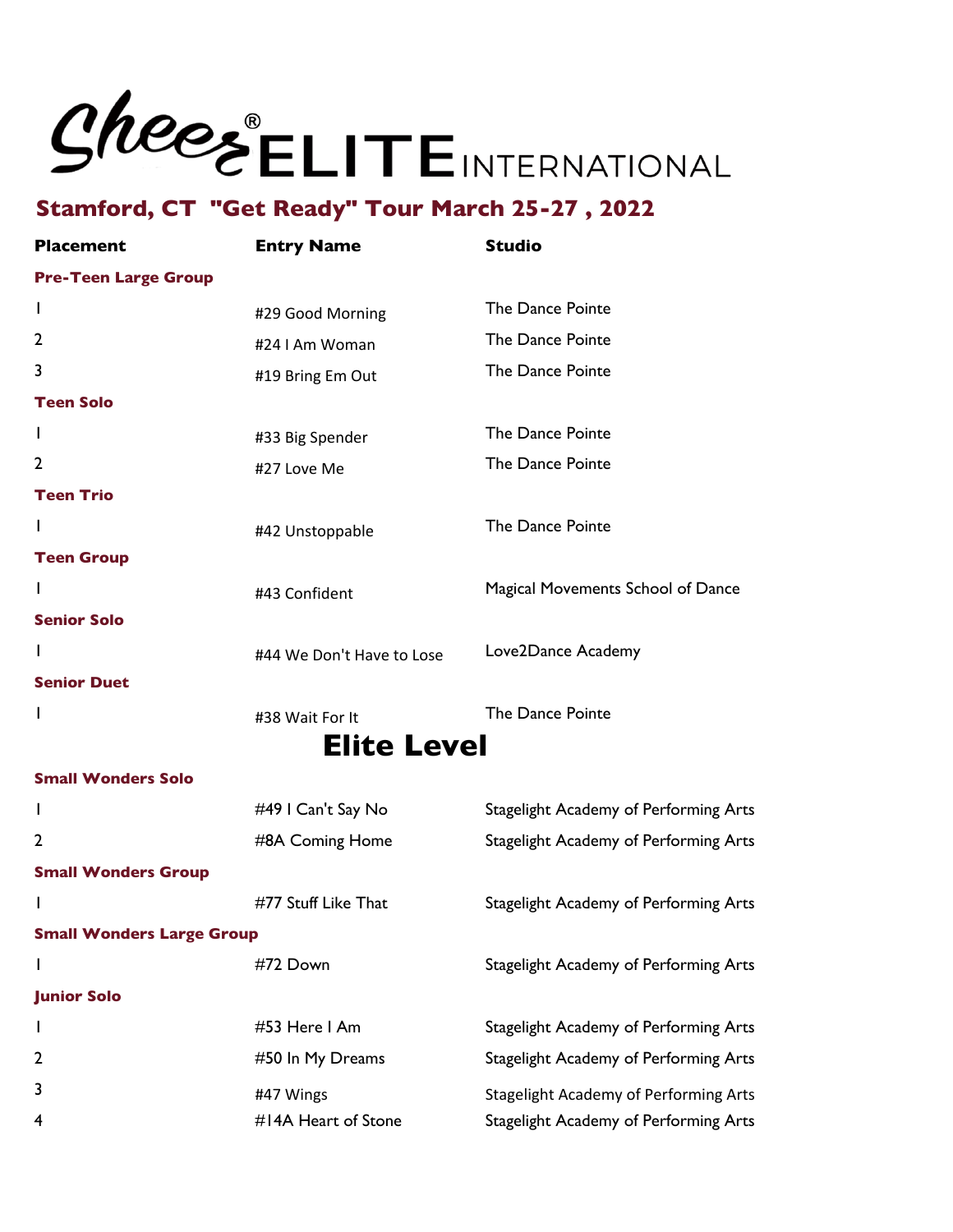# Cheer ELITE INTERNATIONAL

## Stamford, CT "Get Ready" Tour March 25-27 , 2022

| Placement | Entry Name | Studio |
|---|---|---|
| **Pre-Teen Large Group** | | |
| 1 | #29 Good Morning | The Dance Pointe |
| 2 | #24 I Am Woman | The Dance Pointe |
| 3 | #19 Bring Em Out | The Dance Pointe |
| **Teen Solo** | | |
| 1 | #33 Big Spender | The Dance Pointe |
| 2 | #27 Love Me | The Dance Pointe |
| **Teen Trio** | | |
| 1 | #42 Unstoppable | The Dance Pointe |
| **Teen Group** | | |
| 1 | #43 Confident | Magical Movements School of Dance |
| **Senior Solo** | | |
| 1 | #44 We Don't Have to Lose | Love2Dance Academy |
| **Senior Duet** | | |
| 1 | #38 Wait For It | The Dance Pointe |

## Elite Level

| Placement | Entry Name | Studio |
|---|---|---|
| **Small Wonders Solo** | | |
| 1 | #49 I Can't Say No | Stagelight Academy of Performing Arts |
| 2 | #8A Coming Home | Stagelight Academy of Performing Arts |
| **Small Wonders Group** | | |
| 1 | #77 Stuff Like That | Stagelight Academy of Performing Arts |
| **Small Wonders Large Group** | | |
| 1 | #72 Down | Stagelight Academy of Performing Arts |
| **Junior Solo** | | |
| 1 | #53 Here I Am | Stagelight Academy of Performing Arts |
| 2 | #50 In My Dreams | Stagelight Academy of Performing Arts |
| 3 | #47 Wings | Stagelight Academy of Performing Arts |
| 4 | #14A Heart of Stone | Stagelight Academy of Performing Arts |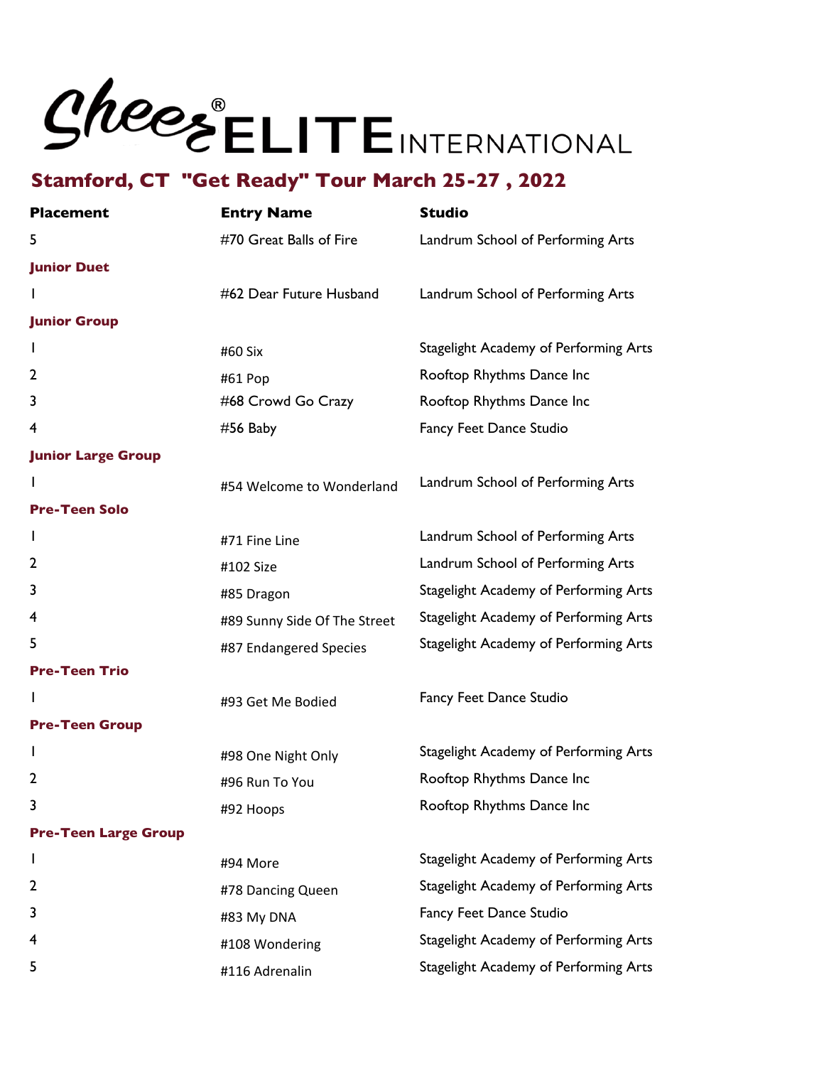# Sheer ELITE INTERNATIONAL

## Stamford, CT "Get Ready" Tour March 25-27 , 2022

| Placement | Entry Name | Studio |
|---|---|---|
| 5 | #70 Great Balls of Fire | Landrum School of Performing Arts |
| **Junior Duet** | | |
| 1 | #62 Dear Future Husband | Landrum School of Performing Arts |
| **Junior Group** | | |
| 1 | #60 Six | Stagelight Academy of Performing Arts |
| 2 | #61 Pop | Rooftop Rhythms Dance Inc |
| 3 | #68 Crowd Go Crazy | Rooftop Rhythms Dance Inc |
| 4 | #56 Baby | Fancy Feet Dance Studio |
| **Junior Large Group** | | |
| 1 | #54 Welcome to Wonderland | Landrum School of Performing Arts |
| **Pre-Teen Solo** | | |
| 1 | #71 Fine Line | Landrum School of Performing Arts |
| 2 | #102 Size | Landrum School of Performing Arts |
| 3 | #85 Dragon | Stagelight Academy of Performing Arts |
| 4 | #89 Sunny Side Of The Street | Stagelight Academy of Performing Arts |
| 5 | #87 Endangered Species | Stagelight Academy of Performing Arts |
| **Pre-Teen Trio** | | |
| 1 | #93 Get Me Bodied | Fancy Feet Dance Studio |
| **Pre-Teen Group** | | |
| 1 | #98 One Night Only | Stagelight Academy of Performing Arts |
| 2 | #96 Run To You | Rooftop Rhythms Dance Inc |
| 3 | #92 Hoops | Rooftop Rhythms Dance Inc |
| **Pre-Teen Large Group** | | |
| 1 | #94 More | Stagelight Academy of Performing Arts |
| 2 | #78 Dancing Queen | Stagelight Academy of Performing Arts |
| 3 | #83 My DNA | Fancy Feet Dance Studio |
| 4 | #108 Wondering | Stagelight Academy of Performing Arts |
| 5 | #116 Adrenalin | Stagelight Academy of Performing Arts |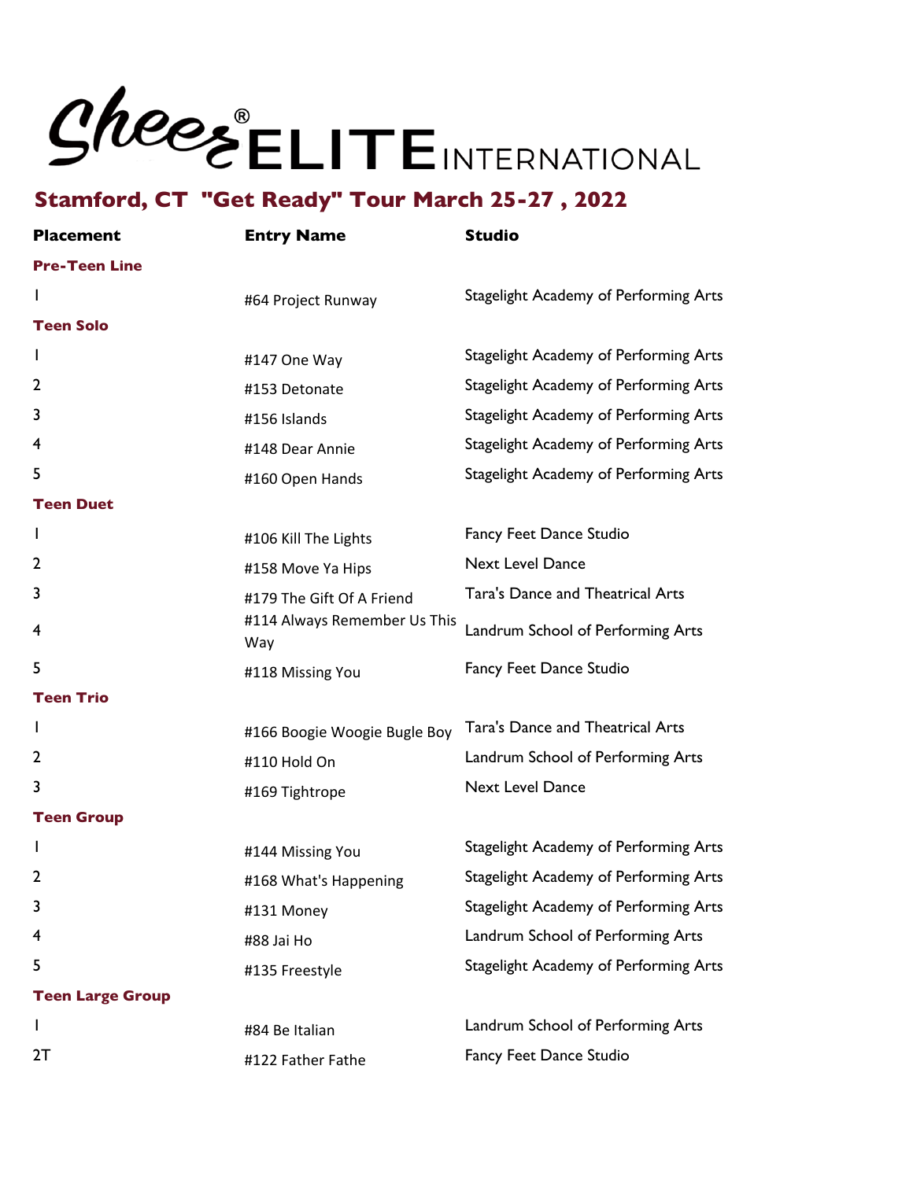# Sheer® ELITE INTERNATIONAL

## Stamford, CT "Get Ready" Tour March 25-27 , 2022

| Placement | Entry Name | Studio |
|---|---|---|
| **Pre-Teen Line** | | |
| 1 | #64 Project Runway | Stagelight Academy of Performing Arts |
| **Teen Solo** | | |
| 1 | #147 One Way | Stagelight Academy of Performing Arts |
| 2 | #153 Detonate | Stagelight Academy of Performing Arts |
| 3 | #156 Islands | Stagelight Academy of Performing Arts |
| 4 | #148 Dear Annie | Stagelight Academy of Performing Arts |
| 5 | #160 Open Hands | Stagelight Academy of Performing Arts |
| **Teen Duet** | | |
| 1 | #106 Kill The Lights | Fancy Feet Dance Studio |
| 2 | #158 Move Ya Hips | Next Level Dance |
| 3 | #179 The Gift Of A Friend | Tara's Dance and Theatrical Arts |
| 4 | #114 Always Remember Us This Way | Landrum School of Performing Arts |
| 5 | #118 Missing You | Fancy Feet Dance Studio |
| **Teen Trio** | | |
| 1 | #166 Boogie Woogie Bugle Boy | Tara's Dance and Theatrical Arts |
| 2 | #110 Hold On | Landrum School of Performing Arts |
| 3 | #169 Tightrope | Next Level Dance |
| **Teen Group** | | |
| 1 | #144 Missing You | Stagelight Academy of Performing Arts |
| 2 | #168 What's Happening | Stagelight Academy of Performing Arts |
| 3 | #131 Money | Stagelight Academy of Performing Arts |
| 4 | #88 Jai Ho | Landrum School of Performing Arts |
| 5 | #135 Freestyle | Stagelight Academy of Performing Arts |
| **Teen Large Group** | | |
| 1 | #84 Be Italian | Landrum School of Performing Arts |
| 2T | #122 Father Fathe | Fancy Feet Dance Studio |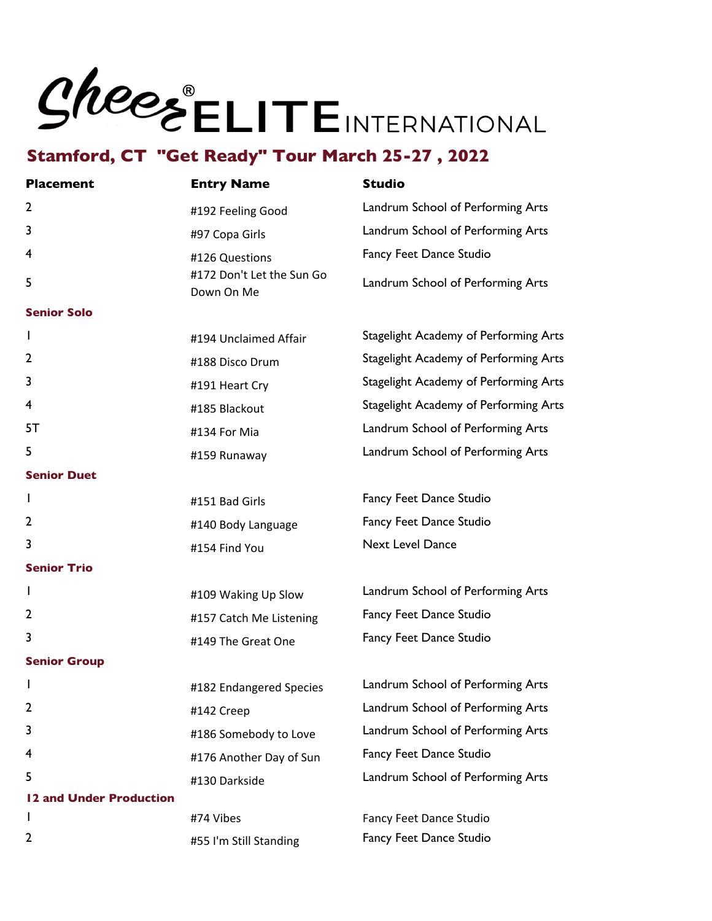# Sheer® ELITE INTERNATIONAL

## Stamford, CT "Get Ready" Tour March 25-27 , 2022

| Placement | Entry Name | Studio |
|---|---|---|
| 2 | #192 Feeling Good | Landrum School of Performing Arts |
| 3 | #97 Copa Girls | Landrum School of Performing Arts |
| 4 | #126 Questions | Fancy Feet Dance Studio |
| 5 | #172 Don't Let the Sun Go Down On Me | Landrum School of Performing Arts |
| **Senior Solo** | | |
| 1 | #194 Unclaimed Affair | Stagelight Academy of Performing Arts |
| 2 | #188 Disco Drum | Stagelight Academy of Performing Arts |
| 3 | #191 Heart Cry | Stagelight Academy of Performing Arts |
| 4 | #185 Blackout | Stagelight Academy of Performing Arts |
| 5T | #134 For Mia | Landrum School of Performing Arts |
| 5 | #159 Runaway | Landrum School of Performing Arts |
| **Senior Duet** | | |
| 1 | #151 Bad Girls | Fancy Feet Dance Studio |
| 2 | #140 Body Language | Fancy Feet Dance Studio |
| 3 | #154 Find You | Next Level Dance |
| **Senior Trio** | | |
| 1 | #109 Waking Up Slow | Landrum School of Performing Arts |
| 2 | #157 Catch Me Listening | Fancy Feet Dance Studio |
| 3 | #149 The Great One | Fancy Feet Dance Studio |
| **Senior Group** | | |
| 1 | #182 Endangered Species | Landrum School of Performing Arts |
| 2 | #142 Creep | Landrum School of Performing Arts |
| 3 | #186 Somebody to Love | Landrum School of Performing Arts |
| 4 | #176 Another Day of Sun | Fancy Feet Dance Studio |
| 5 | #130 Darkside | Landrum School of Performing Arts |
| **12 and Under Production** | | |
| 1 | #74 Vibes | Fancy Feet Dance Studio |
| 2 | #55 I'm Still Standing | Fancy Feet Dance Studio |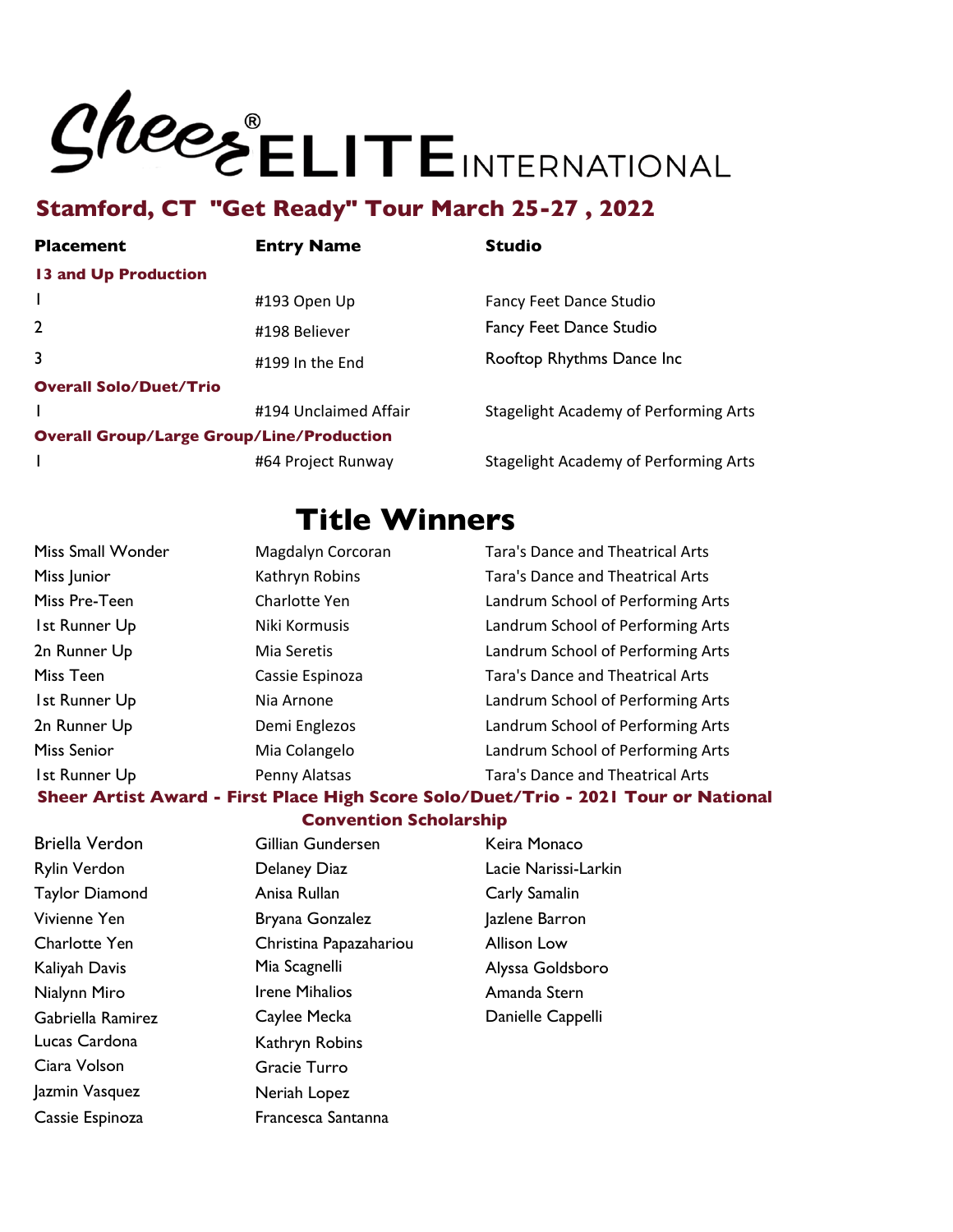# Sheer® ELITE INTERNATIONAL

## Stamford, CT "Get Ready" Tour March 25-27 , 2022

| Placement | Entry Name | Studio |
|---|---|---|
| **13 and Up Production** | | |
| 1 | #193 Open Up | Fancy Feet Dance Studio |
| 2 | #198 Believer | Fancy Feet Dance Studio |
| 3 | #199 In the End | Rooftop Rhythms Dance Inc |
| **Overall Solo/Duet/Trio** | | |
| 1 | #194 Unclaimed Affair | Stagelight Academy of Performing Arts |
| **Overall Group/Large Group/Line/Production** | | |
| 1 | #64 Project Runway | Stagelight Academy of Performing Arts |

## Title Winners

| | | |
|---|---|---|
| Miss Small Wonder | Magdalyn Corcoran | Tara's Dance and Theatrical Arts |
| Miss Junior | Kathryn Robins | Tara's Dance and Theatrical Arts |
| Miss Pre-Teen | Charlotte Yen | Landrum School of Performing Arts |
| 1st Runner Up | Niki Kormusis | Landrum School of Performing Arts |
| 2n Runner Up | Mia Seretis | Landrum School of Performing Arts |
| Miss Teen | Cassie Espinoza | Tara's Dance and Theatrical Arts |
| 1st Runner Up | Nia Arnone | Landrum School of Performing Arts |
| 2n Runner Up | Demi Englezos | Landrum School of Performing Arts |
| Miss Senior | Mia Colangelo | Landrum School of Performing Arts |
| 1st Runner Up | Penny Alatsas | Tara's Dance and Theatrical Arts |

**Sheer Artist Award - First Place High Score Solo/Duet/Trio - 2021 Tour or National Convention Scholarship**

| | | |
|---|---|---|
| Briella Verdon | Gillian Gundersen | Keira Monaco |
| Rylin Verdon | Delaney Diaz | Lacie Narissi-Larkin |
| Taylor Diamond | Anisa Rullan | Carly Samalin |
| Vivienne Yen | Bryana Gonzalez | Jazlene Barron |
| Charlotte Yen | Christina Papazahariou | Allison Low |
| Kaliyah Davis | Mia Scagnelli | Alyssa Goldsboro |
| Nialynn Miro | Irene Mihalios | Amanda Stern |
| Gabriella Ramirez | Caylee Mecka | Danielle Cappelli |
| Lucas Cardona | Kathryn Robins | |
| Ciara Volson | Gracie Turro | |
| Jazmin Vasquez | Neriah Lopez | |
| Cassie Espinoza | Francesca Santanna | |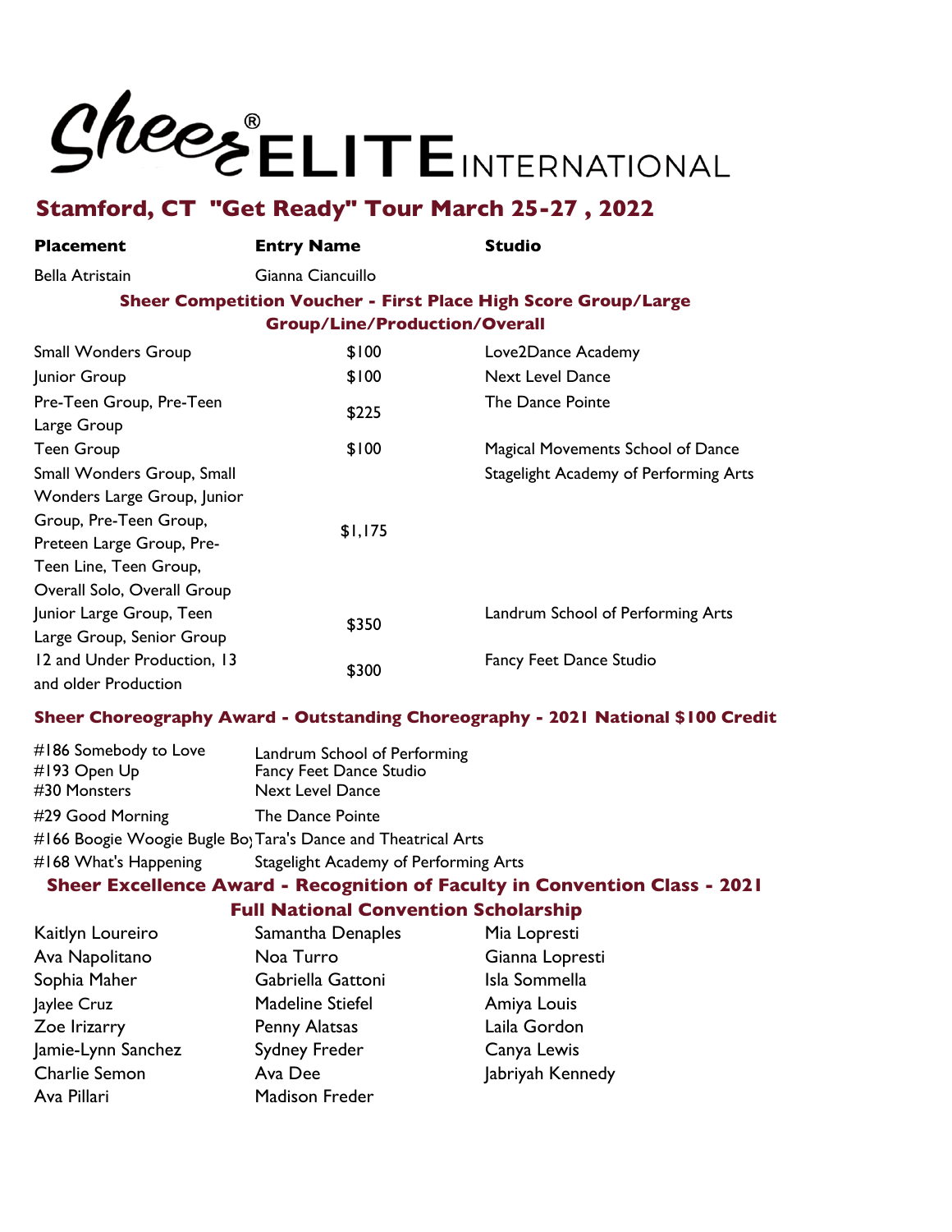# Sheer® ELITE INTERNATIONAL

## Stamford, CT "Get Ready" Tour March 25-27 , 2022

| Placement | Entry Name | Studio |
|---|---|---|
| Bella Atristain | Gianna Ciancuillo | |

### Sheer Competition Voucher - First Place High Score Group/Large Group/Line/Production/Overall

| | | |
|---|---|---|
| Small Wonders Group | $100 | Love2Dance Academy |
| Junior Group | $100 | Next Level Dance |
| Pre-Teen Group, Pre-Teen Large Group | $225 | The Dance Pointe |
| Teen Group | $100 | Magical Movements School of Dance |
| Small Wonders Group, Small Wonders Large Group, Junior Group, Pre-Teen Group, Preteen Large Group, Pre-Teen Line, Teen Group, Overall Solo, Overall Group | $1,175 | Stagelight Academy of Performing Arts |
| Junior Large Group, Teen Large Group, Senior Group | $350 | Landrum School of Performing Arts |
| 12 and Under Production, 13 and older Production | $300 | Fancy Feet Dance Studio |

### Sheer Choreography Award - Outstanding Choreography - 2021 National $100 Credit

| | |
|---|---|
| #186 Somebody to Love | Landrum School of Performing |
| #193 Open Up | Fancy Feet Dance Studio |
| #30 Monsters | Next Level Dance |
| #29 Good Morning | The Dance Pointe |
| #166 Boogie Woogie Bugle Boy | Tara's Dance and Theatrical Arts |
| #168 What's Happening | Stagelight Academy of Performing Arts |

### Sheer Excellence Award - Recognition of Faculty in Convention Class - 2021 Full National Convention Scholarship

| | | |
|---|---|---|
| Kaitlyn Loureiro | Samantha Denaples | Mia Lopresti |
| Ava Napolitano | Noa Turro | Gianna Lopresti |
| Sophia Maher | Gabriella Gattoni | Isla Sommella |
| Jaylee Cruz | Madeline Stiefel | Amiya Louis |
| Zoe Irizarry | Penny Alatsas | Laila Gordon |
| Jamie-Lynn Sanchez | Sydney Freder | Canya Lewis |
| Charlie Semon | Ava Dee | Jabriyah Kennedy |
| Ava Pillari | Madison Freder | |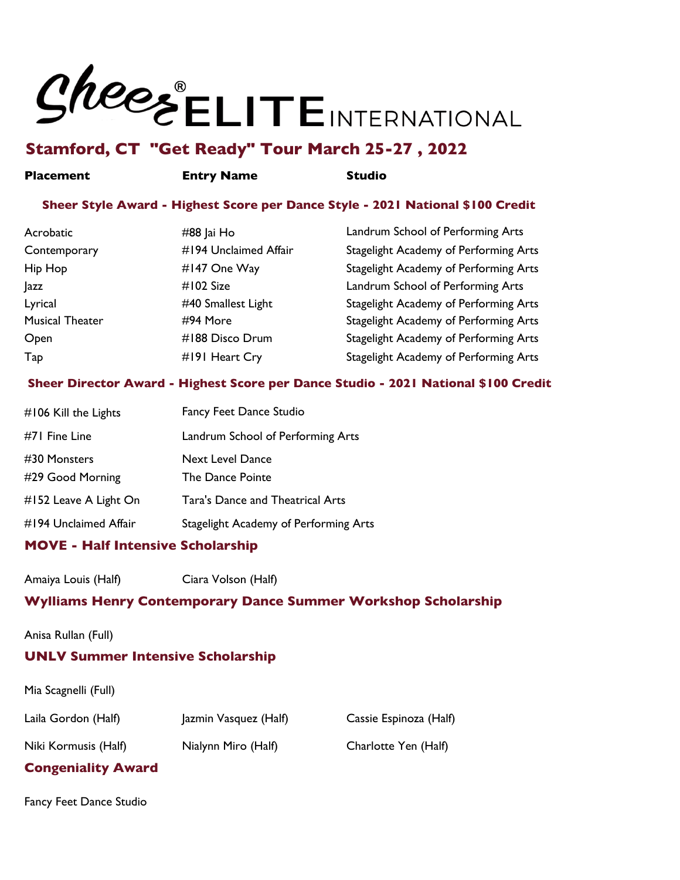# Sheer® ELITE INTERNATIONAL

## Stamford, CT "Get Ready" Tour March 25-27 , 2022

**Sheer Style Award - Highest Score per Dance Style - 2021 National $100 Credit**

| Placement | Entry Name | Studio |
|---|---|---|
| Acrobatic | #88 Jai Ho | Landrum School of Performing Arts |
| Contemporary | #194 Unclaimed Affair | Stagelight Academy of Performing Arts |
| Hip Hop | #147 One Way | Stagelight Academy of Performing Arts |
| Jazz | #102 Size | Landrum School of Performing Arts |
| Lyrical | #40 Smallest Light | Stagelight Academy of Performing Arts |
| Musical Theater | #94 More | Stagelight Academy of Performing Arts |
| Open | #188 Disco Drum | Stagelight Academy of Performing Arts |
| Tap | #191 Heart Cry | Stagelight Academy of Performing Arts |

**Sheer Director Award - Highest Score per Dance Studio - 2021 National $100 Credit**

| Entry Name | Studio |
|---|---|
| #106 Kill the Lights | Fancy Feet Dance Studio |
| #71 Fine Line | Landrum School of Performing Arts |
| #30 Monsters | Next Level Dance |
| #29 Good Morning | The Dance Pointe |
| #152 Leave A Light On | Tara's Dance and Theatrical Arts |
| #194 Unclaimed Affair | Stagelight Academy of Performing Arts |

### MOVE - Half Intensive Scholarship

Amaiya Louis (Half)
Ciara Volson (Half)

### Wylliams Henry Contemporary Dance Summer Workshop Scholarship

Anisa Rullan (Full)

### UNLV Summer Intensive Scholarship

Mia Scagnelli (Full)

Laila Gordon (Half)
Jazmin Vasquez (Half)
Cassie Espinoza (Half)
Niki Kormusis (Half)
Nialynn Miro (Half)
Charlotte Yen (Half)

### Congeniality Award

Fancy Feet Dance Studio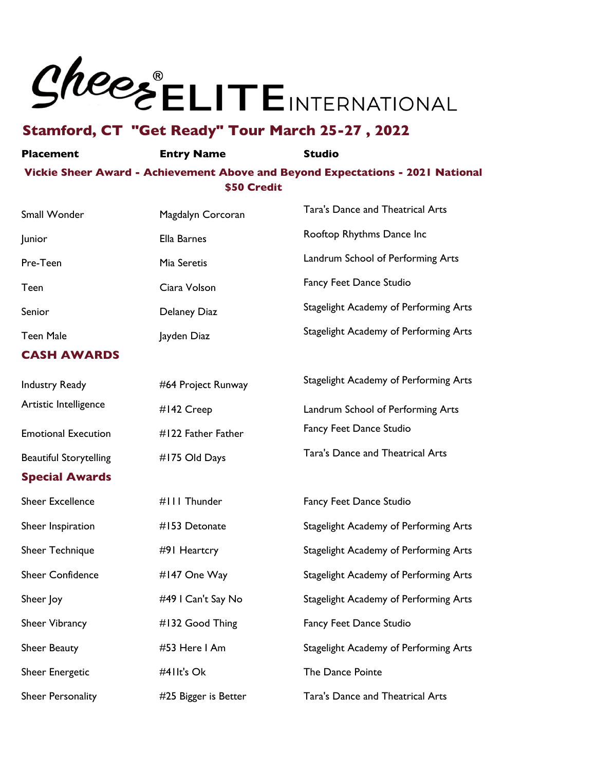# Sheer® ELITE INTERNATIONAL

## Stamford, CT "Get Ready" Tour March 25-27 , 2022

| Placement | Entry Name | Studio |
|---|---|---|
| **Vickie Sheer Award - Achievement Above and Beyond Expectations - 2021 National $50 Credit** | | |
| Small Wonder | Magdalyn Corcoran | Tara's Dance and Theatrical Arts |
| Junior | Ella Barnes | Rooftop Rhythms Dance Inc |
| Pre-Teen | Mia Seretis | Landrum School of Performing Arts |
| Teen | Ciara Volson | Fancy Feet Dance Studio |
| Senior | Delaney Diaz | Stagelight Academy of Performing Arts |
| Teen Male | Jayden Diaz | Stagelight Academy of Performing Arts |
| **CASH AWARDS** | | |
| Industry Ready | #64 Project Runway | Stagelight Academy of Performing Arts |
| Artistic Intelligence | #142 Creep | Landrum School of Performing Arts |
| Emotional Execution | #122 Father Father | Fancy Feet Dance Studio |
| Beautiful Storytelling | #175 Old Days | Tara's Dance and Theatrical Arts |
| **Special Awards** | | |
| Sheer Excellence | #111 Thunder | Fancy Feet Dance Studio |
| Sheer Inspiration | #153 Detonate | Stagelight Academy of Performing Arts |
| Sheer Technique | #91 Heartcry | Stagelight Academy of Performing Arts |
| Sheer Confidence | #147 One Way | Stagelight Academy of Performing Arts |
| Sheer Joy | #49 I Can't Say No | Stagelight Academy of Performing Arts |
| Sheer Vibrancy | #132 Good Thing | Fancy Feet Dance Studio |
| Sheer Beauty | #53 Here I Am | Stagelight Academy of Performing Arts |
| Sheer Energetic | #41It's Ok | The Dance Pointe |
| Sheer Personality | #25 Bigger is Better | Tara's Dance and Theatrical Arts |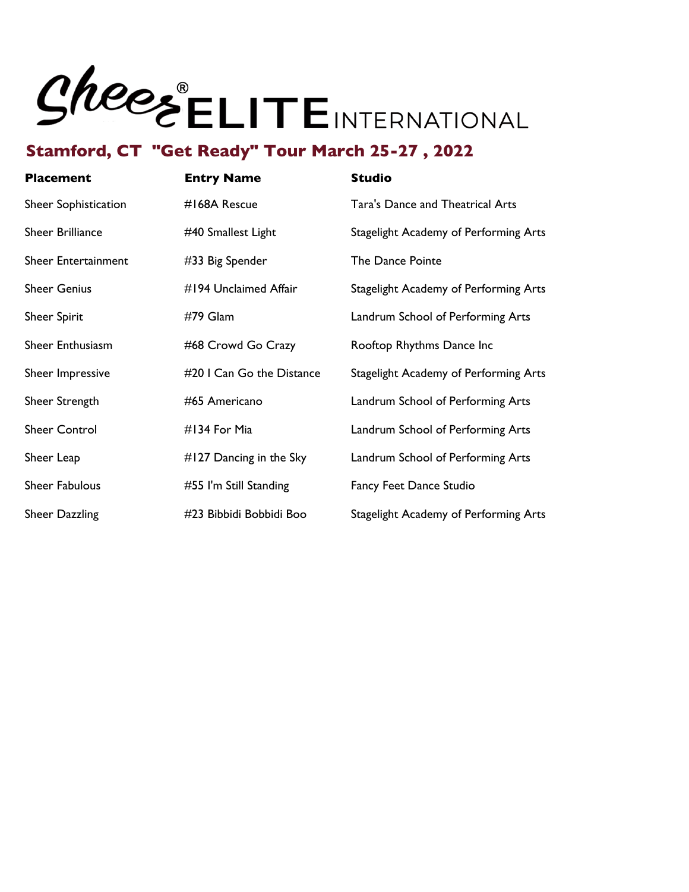# Sheer ELITE INTERNATIONAL

## Stamford, CT "Get Ready" Tour March 25-27 , 2022

| Placement | Entry Name | Studio |
|---|---|---|
| Sheer Sophistication | #168A Rescue | Tara's Dance and Theatrical Arts |
| Sheer Brilliance | #40 Smallest Light | Stagelight Academy of Performing Arts |
| Sheer Entertainment | #33 Big Spender | The Dance Pointe |
| Sheer Genius | #194 Unclaimed Affair | Stagelight Academy of Performing Arts |
| Sheer Spirit | #79 Glam | Landrum School of Performing Arts |
| Sheer Enthusiasm | #68 Crowd Go Crazy | Rooftop Rhythms Dance Inc |
| Sheer Impressive | #20 I Can Go the Distance | Stagelight Academy of Performing Arts |
| Sheer Strength | #65 Americano | Landrum School of Performing Arts |
| Sheer Control | #134 For Mia | Landrum School of Performing Arts |
| Sheer Leap | #127 Dancing in the Sky | Landrum School of Performing Arts |
| Sheer Fabulous | #55 I'm Still Standing | Fancy Feet Dance Studio |
| Sheer Dazzling | #23 Bibbidi Bobbidi Boo | Stagelight Academy of Performing Arts |